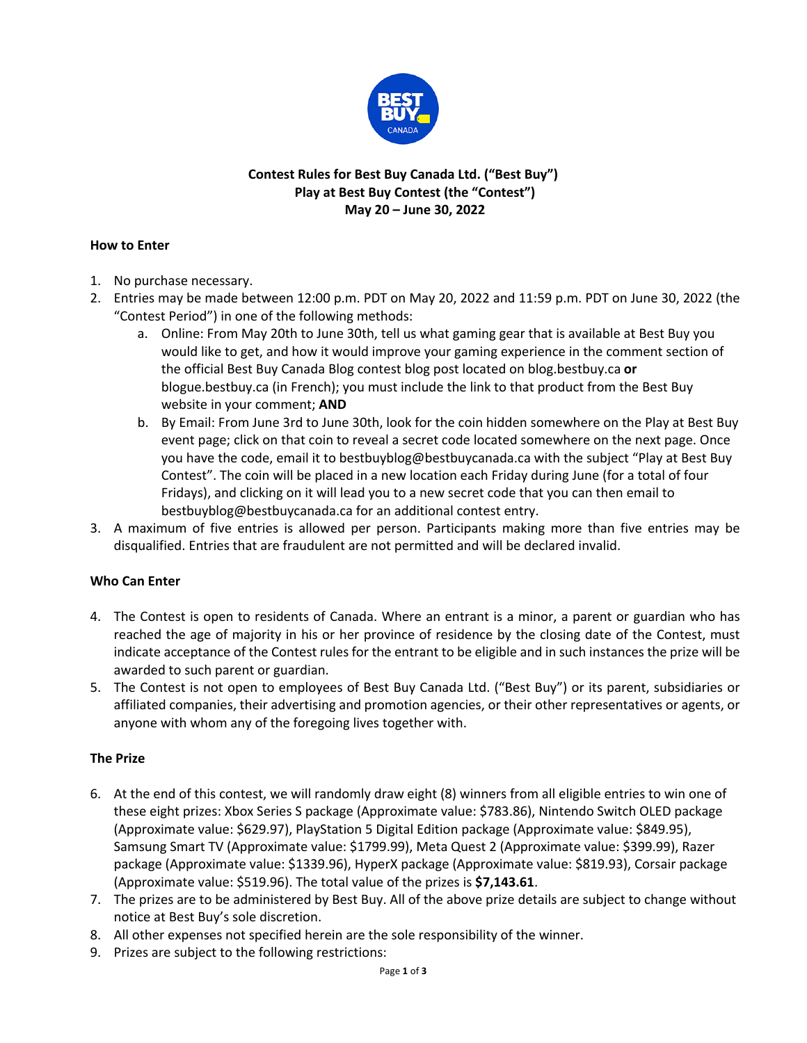# Contest Rules for Best Buy Canada Ltd. ("Best Buy")
## Play at Best Buy Contest (the "Contest")
## May 20 – June 30, 2022

### How to Enter

1. No purchase necessary.
2. Entries may be made between 12:00 p.m. PDT on May 20, 2022 and 11:59 p.m. PDT on June 30, 2022 (the "Contest Period") in one of the following methods:
   a. Online: From May 20th to June 30th, tell us what gaming gear that is available at Best Buy you would like to get, and how it would improve your gaming experience in the comment section of the official Best Buy Canada Blog contest blog post located on blog.bestbuy.ca **or** blogue.bestbuy.ca (in French); you must include the link to that product from the Best Buy website in your comment; **AND**
   b. By Email: From June 3rd to June 30th, look for the coin hidden somewhere on the Play at Best Buy event page; click on that coin to reveal a secret code located somewhere on the next page. Once you have the code, email it to bestbuyblog@bestbuycanada.ca with the subject "Play at Best Buy Contest". The coin will be placed in a new location each Friday during June (for a total of four Fridays), and clicking on it will lead you to a new secret code that you can then email to bestbuyblog@bestbuycanada.ca for an additional contest entry.
3. A maximum of five entries is allowed per person. Participants making more than five entries may be disqualified. Entries that are fraudulent are not permitted and will be declared invalid.

### Who Can Enter

4. The Contest is open to residents of Canada. Where an entrant is a minor, a parent or guardian who has reached the age of majority in his or her province of residence by the closing date of the Contest, must indicate acceptance of the Contest rules for the entrant to be eligible and in such instances the prize will be awarded to such parent or guardian.
5. The Contest is not open to employees of Best Buy Canada Ltd. ("Best Buy") or its parent, subsidiaries or affiliated companies, their advertising and promotion agencies, or their other representatives or agents, or anyone with whom any of the foregoing lives together with.

### The Prize

6. At the end of this contest, we will randomly draw eight (8) winners from all eligible entries to win one of these eight prizes: Xbox Series S package (Approximate value: $783.86), Nintendo Switch OLED package (Approximate value: $629.97), PlayStation 5 Digital Edition package (Approximate value: $849.95), Samsung Smart TV (Approximate value: $1799.99), Meta Quest 2 (Approximate value: $399.99), Razer package (Approximate value: $1339.96), HyperX package (Approximate value: $819.93), Corsair package (Approximate value: $519.96). The total value of the prizes is **$7,143.61**.
7. The prizes are to be administered by Best Buy. All of the above prize details are subject to change without notice at Best Buy's sole discretion.
8. All other expenses not specified herein are the sole responsibility of the winner.
9. Prizes are subject to the following restrictions: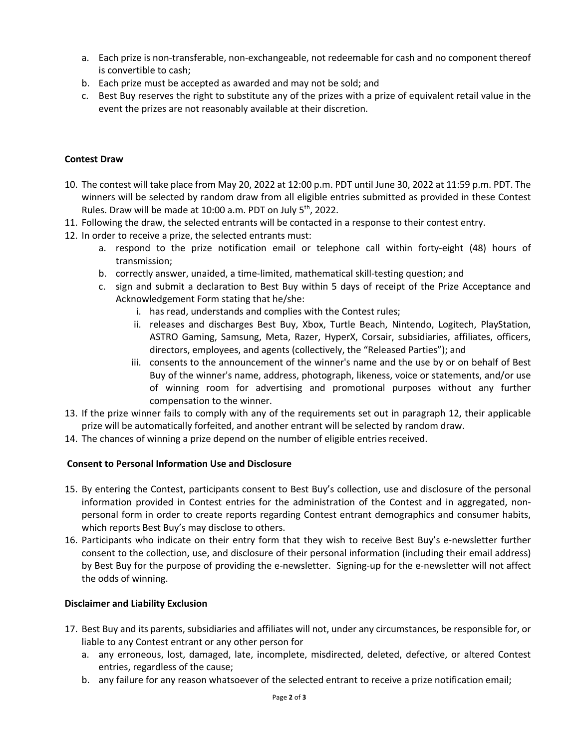a. Each prize is non-transferable, non-exchangeable, not redeemable for cash and no component thereof is convertible to cash;
b. Each prize must be accepted as awarded and may not be sold; and
c. Best Buy reserves the right to substitute any of the prizes with a prize of equivalent retail value in the event the prizes are not reasonably available at their discretion.

**Contest Draw**

10. The contest will take place from May 20, 2022 at 12:00 p.m. PDT until June 30, 2022 at 11:59 p.m. PDT. The winners will be selected by random draw from all eligible entries submitted as provided in these Contest Rules. Draw will be made at 10:00 a.m. PDT on July 5th, 2022.
11. Following the draw, the selected entrants will be contacted in a response to their contest entry.
12. In order to receive a prize, the selected entrants must:
    a. respond to the prize notification email or telephone call within forty-eight (48) hours of transmission;
    b. correctly answer, unaided, a time-limited, mathematical skill-testing question; and
    c. sign and submit a declaration to Best Buy within 5 days of receipt of the Prize Acceptance and Acknowledgement Form stating that he/she:
        i. has read, understands and complies with the Contest rules;
        ii. releases and discharges Best Buy, Xbox, Turtle Beach, Nintendo, Logitech, PlayStation, ASTRO Gaming, Samsung, Meta, Razer, HyperX, Corsair, subsidiaries, affiliates, officers, directors, employees, and agents (collectively, the "Released Parties"); and
        iii. consents to the announcement of the winner's name and the use by or on behalf of Best Buy of the winner's name, address, photograph, likeness, voice or statements, and/or use of winning room for advertising and promotional purposes without any further compensation to the winner.
13. If the prize winner fails to comply with any of the requirements set out in paragraph 12, their applicable prize will be automatically forfeited, and another entrant will be selected by random draw.
14. The chances of winning a prize depend on the number of eligible entries received.

**Consent to Personal Information Use and Disclosure**

15. By entering the Contest, participants consent to Best Buy's collection, use and disclosure of the personal information provided in Contest entries for the administration of the Contest and in aggregated, non-personal form in order to create reports regarding Contest entrant demographics and consumer habits, which reports Best Buy's may disclose to others.
16. Participants who indicate on their entry form that they wish to receive Best Buy's e-newsletter further consent to the collection, use, and disclosure of their personal information (including their email address) by Best Buy for the purpose of providing the e-newsletter. Signing-up for the e-newsletter will not affect the odds of winning.

**Disclaimer and Liability Exclusion**

17. Best Buy and its parents, subsidiaries and affiliates will not, under any circumstances, be responsible for, or liable to any Contest entrant or any other person for
    a. any erroneous, lost, damaged, late, incomplete, misdirected, deleted, defective, or altered Contest entries, regardless of the cause;
    b. any failure for any reason whatsoever of the selected entrant to receive a prize notification email;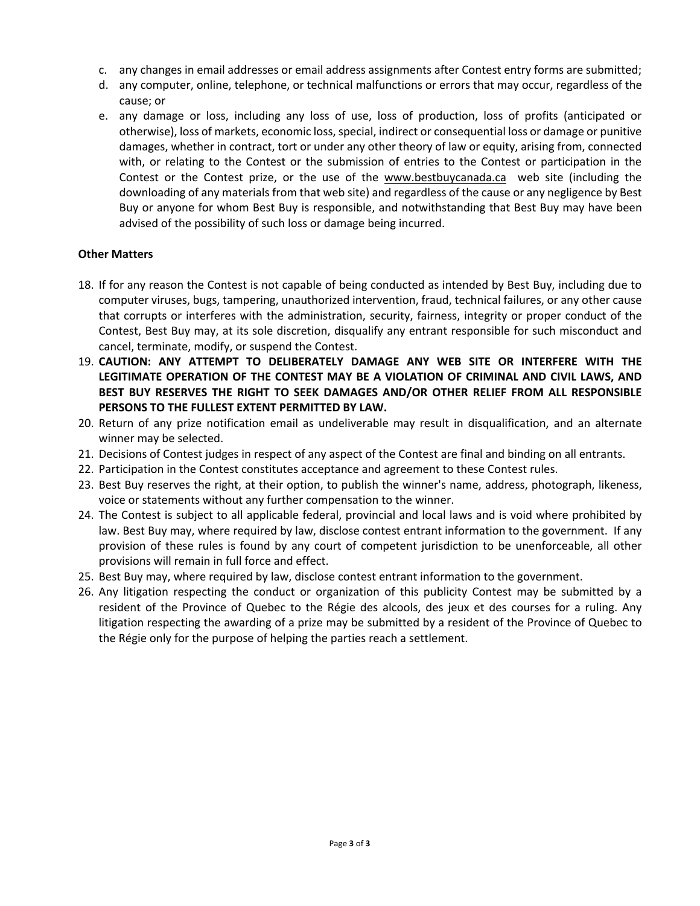c. any changes in email addresses or email address assignments after Contest entry forms are submitted;
d. any computer, online, telephone, or technical malfunctions or errors that may occur, regardless of the cause; or
e. any damage or loss, including any loss of use, loss of production, loss of profits (anticipated or otherwise), loss of markets, economic loss, special, indirect or consequential loss or damage or punitive damages, whether in contract, tort or under any other theory of law or equity, arising from, connected with, or relating to the Contest or the submission of entries to the Contest or participation in the Contest or the Contest prize, or the use of the www.bestbuycanada.ca web site (including the downloading of any materials from that web site) and regardless of the cause or any negligence by Best Buy or anyone for whom Best Buy is responsible, and notwithstanding that Best Buy may have been advised of the possibility of such loss or damage being incurred.

**Other Matters**

18. If for any reason the Contest is not capable of being conducted as intended by Best Buy, including due to computer viruses, bugs, tampering, unauthorized intervention, fraud, technical failures, or any other cause that corrupts or interferes with the administration, security, fairness, integrity or proper conduct of the Contest, Best Buy may, at its sole discretion, disqualify any entrant responsible for such misconduct and cancel, terminate, modify, or suspend the Contest.
19. **CAUTION: ANY ATTEMPT TO DELIBERATELY DAMAGE ANY WEB SITE OR INTERFERE WITH THE LEGITIMATE OPERATION OF THE CONTEST MAY BE A VIOLATION OF CRIMINAL AND CIVIL LAWS, AND BEST BUY RESERVES THE RIGHT TO SEEK DAMAGES AND/OR OTHER RELIEF FROM ALL RESPONSIBLE PERSONS TO THE FULLEST EXTENT PERMITTED BY LAW.**
20. Return of any prize notification email as undeliverable may result in disqualification, and an alternate winner may be selected.
21. Decisions of Contest judges in respect of any aspect of the Contest are final and binding on all entrants.
22. Participation in the Contest constitutes acceptance and agreement to these Contest rules.
23. Best Buy reserves the right, at their option, to publish the winner's name, address, photograph, likeness, voice or statements without any further compensation to the winner.
24. The Contest is subject to all applicable federal, provincial and local laws and is void where prohibited by law. Best Buy may, where required by law, disclose contest entrant information to the government. If any provision of these rules is found by any court of competent jurisdiction to be unenforceable, all other provisions will remain in full force and effect.
25. Best Buy may, where required by law, disclose contest entrant information to the government.
26. Any litigation respecting the conduct or organization of this publicity Contest may be submitted by a resident of the Province of Quebec to the Régie des alcools, des jeux et des courses for a ruling. Any litigation respecting the awarding of a prize may be submitted by a resident of the Province of Quebec to the Régie only for the purpose of helping the parties reach a settlement.